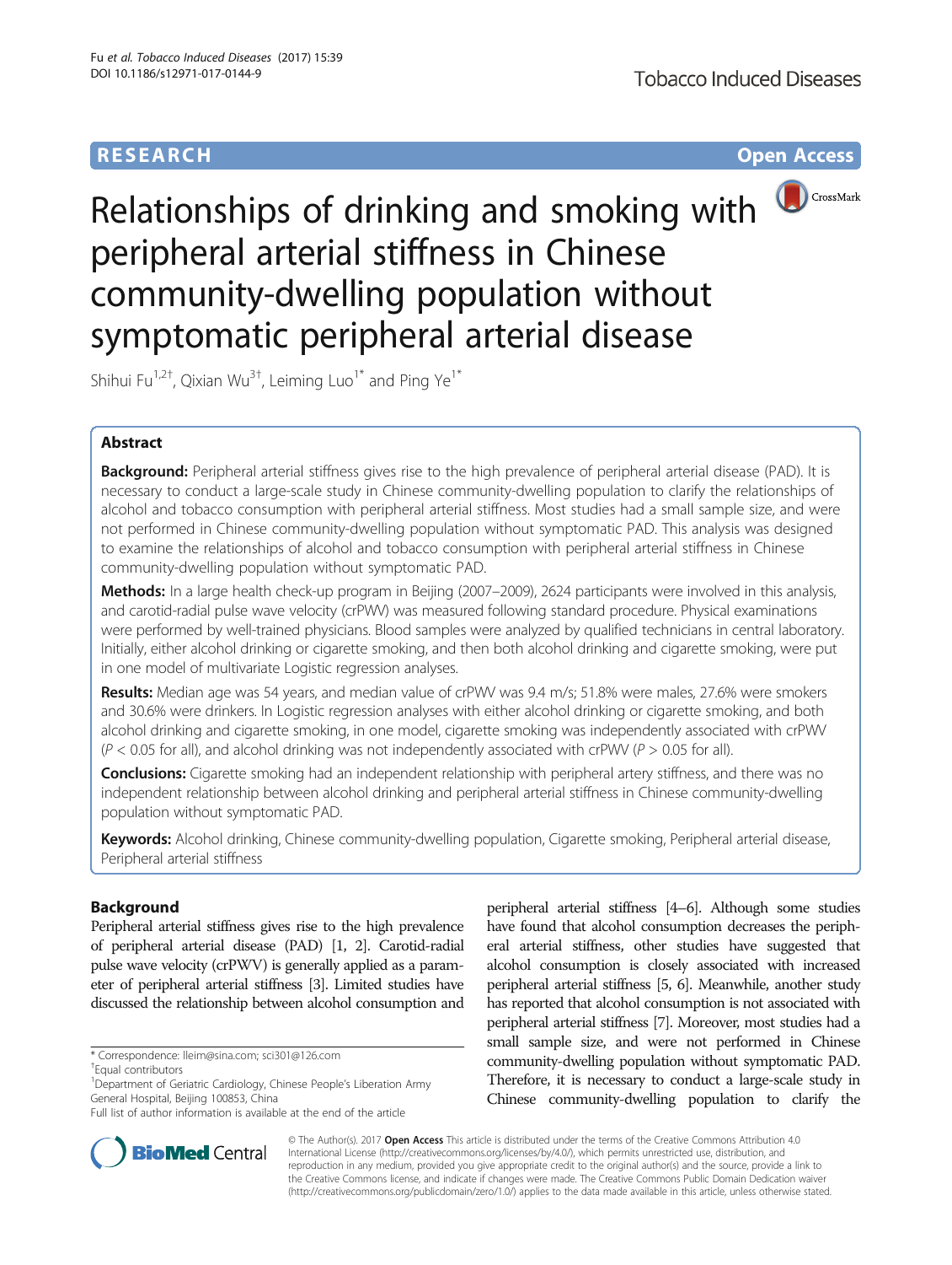RESEARCH Open Access

# Relationships of drinking and smoking with peripheral arterial stiffness in Chinese community-dwelling population without symptomatic peripheral arterial disease

Shihui Fu[1,2†], Qixian Wu[3†], Leiming Luo[1*] and Ping Ye[1*]

## Abstract

**Background:** Peripheral arterial stiffness gives rise to the high prevalence of peripheral arterial disease (PAD). It is necessary to conduct a large-scale study in Chinese community-dwelling population to clarify the relationships of alcohol and tobacco consumption with peripheral arterial stiffness. Most studies had a small sample size, and were not performed in Chinese community-dwelling population without symptomatic PAD. This analysis was designed to examine the relationships of alcohol and tobacco consumption with peripheral arterial stiffness in Chinese community-dwelling population without symptomatic PAD.

**Methods:** In a large health check-up program in Beijing (2007–2009), 2624 participants were involved in this analysis, and carotid-radial pulse wave velocity (crPWV) was measured following standard procedure. Physical examinations were performed by well-trained physicians. Blood samples were analyzed by qualified technicians in central laboratory. Initially, either alcohol drinking or cigarette smoking, and then both alcohol drinking and cigarette smoking, were put in one model of multivariate Logistic regression analyses.

**Results:** Median age was 54 years, and median value of crPWV was 9.4 m/s; 51.8% were males, 27.6% were smokers and 30.6% were drinkers. In Logistic regression analyses with either alcohol drinking or cigarette smoking, and both alcohol drinking and cigarette smoking, in one model, cigarette smoking was independently associated with crPWV ($P < 0.05$ for all), and alcohol drinking was not independently associated with crPWV ($P > 0.05$ for all).

**Conclusions:** Cigarette smoking had an independent relationship with peripheral artery stiffness, and there was no independent relationship between alcohol drinking and peripheral arterial stiffness in Chinese community-dwelling population without symptomatic PAD.

**Keywords:** Alcohol drinking, Chinese community-dwelling population, Cigarette smoking, Peripheral arterial disease, Peripheral arterial stiffness

## Background

Peripheral arterial stiffness gives rise to the high prevalence of peripheral arterial disease (PAD) [1, 2]. Carotid-radial pulse wave velocity (crPWV) is generally applied as a parameter of peripheral arterial stiffness [3]. Limited studies have discussed the relationship between alcohol consumption and peripheral arterial stiffness [4–6]. Although some studies have found that alcohol consumption decreases the peripheral arterial stiffness, other studies have suggested that alcohol consumption is closely associated with increased peripheral arterial stiffness [5, 6]. Meanwhile, another study has reported that alcohol consumption is not associated with peripheral arterial stiffness [7]. Moreover, most studies had a small sample size, and were not performed in Chinese community-dwelling population without symptomatic PAD. Therefore, it is necessary to conduct a large-scale study in Chinese community-dwelling population to clarify the

\* Correspondence: lleim@sina.com; sci301@126.com

†Equal contributors

[1]Department of Geriatric Cardiology, Chinese People's Liberation Army General Hospital, Beijing 100853, China

Full list of author information is available at the end of the article

© The Author(s). 2017 **Open Access** This article is distributed under the terms of the Creative Commons Attribution 4.0 International License (http://creativecommons.org/licenses/by/4.0/), which permits unrestricted use, distribution, and reproduction in any medium, provided you give appropriate credit to the original author(s) and the source, provide a link to the Creative Commons license, and indicate if changes were made. The Creative Commons Public Domain Dedication waiver (http://creativecommons.org/publicdomain/zero/1.0/) applies to the data made available in this article, unless otherwise stated.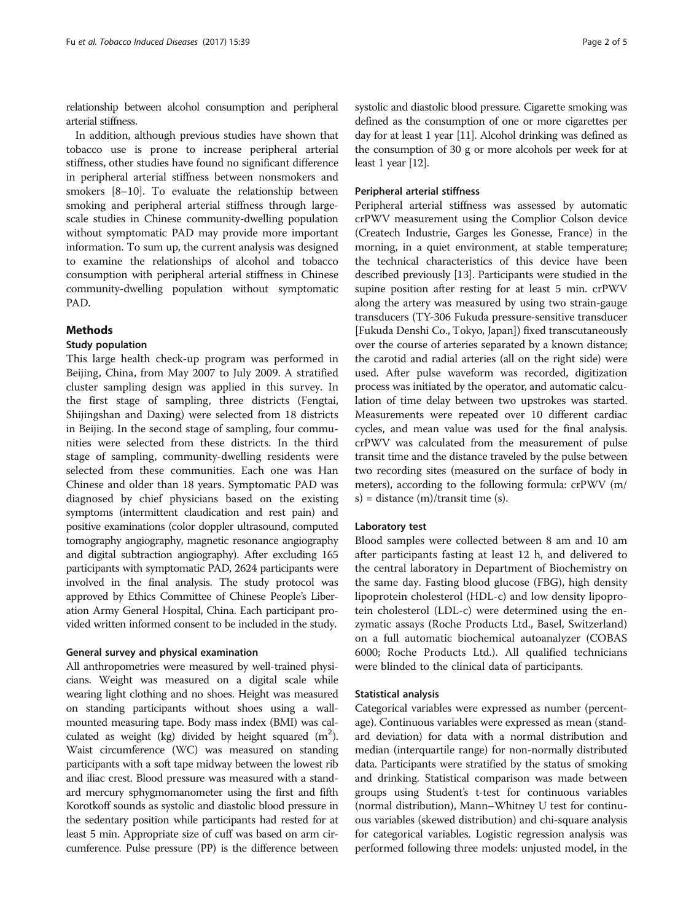relationship between alcohol consumption and peripheral arterial stiffness.

In addition, although previous studies have shown that tobacco use is prone to increase peripheral arterial stiffness, other studies have found no significant difference in peripheral arterial stiffness between nonsmokers and smokers [8–10]. To evaluate the relationship between smoking and peripheral arterial stiffness through large-scale studies in Chinese community-dwelling population without symptomatic PAD may provide more important information. To sum up, the current analysis was designed to examine the relationships of alcohol and tobacco consumption with peripheral arterial stiffness in Chinese community-dwelling population without symptomatic PAD.

## Methods

### Study population

This large health check-up program was performed in Beijing, China, from May 2007 to July 2009. A stratified cluster sampling design was applied in this survey. In the first stage of sampling, three districts (Fengtai, Shijingshan and Daxing) were selected from 18 districts in Beijing. In the second stage of sampling, four communities were selected from these districts. In the third stage of sampling, community-dwelling residents were selected from these communities. Each one was Han Chinese and older than 18 years. Symptomatic PAD was diagnosed by chief physicians based on the existing symptoms (intermittent claudication and rest pain) and positive examinations (color doppler ultrasound, computed tomography angiography, magnetic resonance angiography and digital subtraction angiography). After excluding 165 participants with symptomatic PAD, 2624 participants were involved in the final analysis. The study protocol was approved by Ethics Committee of Chinese People's Liberation Army General Hospital, China. Each participant provided written informed consent to be included in the study.

### General survey and physical examination

All anthropometries were measured by well-trained physicians. Weight was measured on a digital scale while wearing light clothing and no shoes. Height was measured on standing participants without shoes using a wall-mounted measuring tape. Body mass index (BMI) was calculated as weight (kg) divided by height squared ($m^2$). Waist circumference (WC) was measured on standing participants with a soft tape midway between the lowest rib and iliac crest. Blood pressure was measured with a standard mercury sphygmomanometer using the first and fifth Korotkoff sounds as systolic and diastolic blood pressure in the sedentary position while participants had rested for at least 5 min. Appropriate size of cuff was based on arm circumference. Pulse pressure (PP) is the difference between systolic and diastolic blood pressure. Cigarette smoking was defined as the consumption of one or more cigarettes per day for at least 1 year [11]. Alcohol drinking was defined as the consumption of 30 g or more alcohols per week for at least 1 year [12].

### Peripheral arterial stiffness

Peripheral arterial stiffness was assessed by automatic crPWV measurement using the Complior Colson device (Createch Industrie, Garges les Gonesse, France) in the morning, in a quiet environment, at stable temperature; the technical characteristics of this device have been described previously [13]. Participants were studied in the supine position after resting for at least 5 min. crPWV along the artery was measured by using two strain-gauge transducers (TY-306 Fukuda pressure-sensitive transducer [Fukuda Denshi Co., Tokyo, Japan]) fixed transcutaneously over the course of arteries separated by a known distance; the carotid and radial arteries (all on the right side) were used. After pulse waveform was recorded, digitization process was initiated by the operator, and automatic calculation of time delay between two upstrokes was started. Measurements were repeated over 10 different cardiac cycles, and mean value was used for the final analysis. crPWV was calculated from the measurement of pulse transit time and the distance traveled by the pulse between two recording sites (measured on the surface of body in meters), according to the following formula: crPWV (m/s) = distance (m)/transit time (s).

### Laboratory test

Blood samples were collected between 8 am and 10 am after participants fasting at least 12 h, and delivered to the central laboratory in Department of Biochemistry on the same day. Fasting blood glucose (FBG), high density lipoprotein cholesterol (HDL-c) and low density lipoprotein cholesterol (LDL-c) were determined using the enzymatic assays (Roche Products Ltd., Basel, Switzerland) on a full automatic biochemical autoanalyzer (COBAS 6000; Roche Products Ltd.). All qualified technicians were blinded to the clinical data of participants.

### Statistical analysis

Categorical variables were expressed as number (percentage). Continuous variables were expressed as mean (standard deviation) for data with a normal distribution and median (interquartile range) for non-normally distributed data. Participants were stratified by the status of smoking and drinking. Statistical comparison was made between groups using Student's t-test for continuous variables (normal distribution), Mann–Whitney U test for continuous variables (skewed distribution) and chi-square analysis for categorical variables. Logistic regression analysis was performed following three models: unjusted model, in the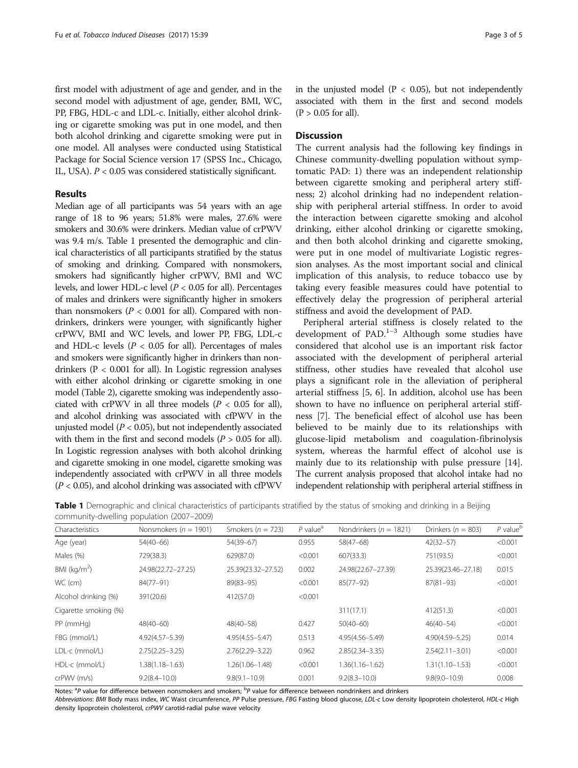first model with adjustment of age and gender, and in the second model with adjustment of age, gender, BMI, WC, PP, FBG, HDL-c and LDL-c. Initially, either alcohol drinking or cigarette smoking was put in one model, and then both alcohol drinking and cigarette smoking were put in one model. All analyses were conducted using Statistical Package for Social Science version 17 (SPSS Inc., Chicago, IL, USA). $P < 0.05$ was considered statistically significant.

## Results

Median age of all participants was 54 years with an age range of 18 to 96 years; 51.8% were males, 27.6% were smokers and 30.6% were drinkers. Median value of crPWV was 9.4 m/s. Table 1 presented the demographic and clinical characteristics of all participants stratified by the status of smoking and drinking. Compared with nonsmokers, smokers had significantly higher crPWV, BMI and WC levels, and lower HDL-c level ($P < 0.05$ for all). Percentages of males and drinkers were significantly higher in smokers than nonsmokers ($P < 0.001$ for all). Compared with nondrinkers, drinkers were younger, with significantly higher crPWV, BMI and WC levels, and lower PP, FBG, LDL-c and HDL-c levels ($P < 0.05$ for all). Percentages of males and smokers were significantly higher in drinkers than nondrinkers ($P < 0.001$ for all). In Logistic regression analyses with either alcohol drinking or cigarette smoking in one model (Table 2), cigarette smoking was independently associated with crPWV in all three models ($P < 0.05$ for all), and alcohol drinking was associated with cfPWV in the unjusted model ($P < 0.05$), but not independently associated with them in the first and second models ($P > 0.05$ for all). In Logistic regression analyses with both alcohol drinking and cigarette smoking in one model, cigarette smoking was independently associated with crPWV in all three models ($P < 0.05$), and alcohol drinking was associated with cfPWV in the unjusted model ($P < 0.05$), but not independently associated with them in the first and second models ($P > 0.05$ for all).

## Discussion

The current analysis had the following key findings in Chinese community-dwelling population without symptomatic PAD: 1) there was an independent relationship between cigarette smoking and peripheral artery stiffness; 2) alcohol drinking had no independent relationship with peripheral arterial stiffness. In order to avoid the interaction between cigarette smoking and alcohol drinking, either alcohol drinking or cigarette smoking, and then both alcohol drinking and cigarette smoking, were put in one model of multivariate Logistic regression analyses. As the most important social and clinical implication of this analysis, to reduce tobacco use by taking every feasible measures could have potential to effectively delay the progression of peripheral arterial stiffness and avoid the development of PAD.

Peripheral arterial stiffness is closely related to the development of PAD.[1–3] Although some studies have considered that alcohol use is an important risk factor associated with the development of peripheral arterial stiffness, other studies have revealed that alcohol use plays a significant role in the alleviation of peripheral arterial stiffness [5, 6]. In addition, alcohol use has been shown to have no influence on peripheral arterial stiffness [7]. The beneficial effect of alcohol use has been believed to be mainly due to its relationships with glucose-lipid metabolism and coagulation-fibrinolysis system, whereas the harmful effect of alcohol use is mainly due to its relationship with pulse pressure [14]. The current analysis proposed that alcohol intake had no independent relationship with peripheral arterial stiffness in

**Table 1** Demographic and clinical characteristics of participants stratified by the status of smoking and drinking in a Beijing community-dwelling population (2007–2009)

| Characteristics | Nonsmokers (*n* = 1901) | Smokers (*n* = 723) | *P* value[a] | Nondrinkers (*n* = 1821) | Drinkers (*n* = 803) | *P* value[b] |
|---|---|---|---|---|---|---|
| Age (year) | 54(40–66) | 54(39–67) | 0.955 | 58(47–68) | 42(32–57) | <0.001 |
| Males (%) | 729(38.3) | 629(87.0) | <0.001 | 607(33.3) | 751(93.5) | <0.001 |
| BMI (kg/m$^2$) | 24.98(22.72–27.25) | 25.39(23.32–27.52) | 0.002 | 24.98(22.67–27.39) | 25.39(23.46–27.18) | 0.015 |
| WC (cm) | 84(77–91) | 89(83–95) | <0.001 | 85(77–92) | 87(81–93) | <0.001 |
| Alcohol drinking (%) | 391(20.6) | 412(57.0) | <0.001 | | | |
| Cigarette smoking (%) | | | | 311(17.1) | 412(51.3) | <0.001 |
| PP (mmHg) | 48(40–60) | 48(40–58) | 0.427 | 50(40–60) | 46(40–54) | <0.001 |
| FBG (mmol/L) | 4.92(4.57–5.39) | 4.95(4.55–5.47) | 0.513 | 4.95(4.56–5.49) | 4.90(4.59–5.25) | 0.014 |
| LDL-c (mmol/L) | 2.75(2.25–3.25) | 2.76(2.29–3.22) | 0.962 | 2.85(2.34–3.35) | 2.54(2.11–3.01) | <0.001 |
| HDL-c (mmol/L) | 1.38(1.18–1.63) | 1.26(1.06–1.48) | <0.001 | 1.36(1.16–1.62) | 1.31(1.10–1.53) | <0.001 |
| crPWV (m/s) | 9.2(8.4–10.0) | 9.8(9.1–10.9) | 0.001 | 9.2(8.3–10.0) | 9.8(9.0–10.9) | 0.008 |

Notes: [a]P value for difference between nonsmokers and smokers; [b]P value for difference between nondrinkers and drinkers

*Abbreviations*: *BMI* Body mass index, *WC* Waist circumference, *PP* Pulse pressure, *FBG* Fasting blood glucose, *LDL-c* Low density lipoprotein cholesterol, *HDL-c* High density lipoprotein cholesterol, *crPWV* carotid-radial pulse wave velocity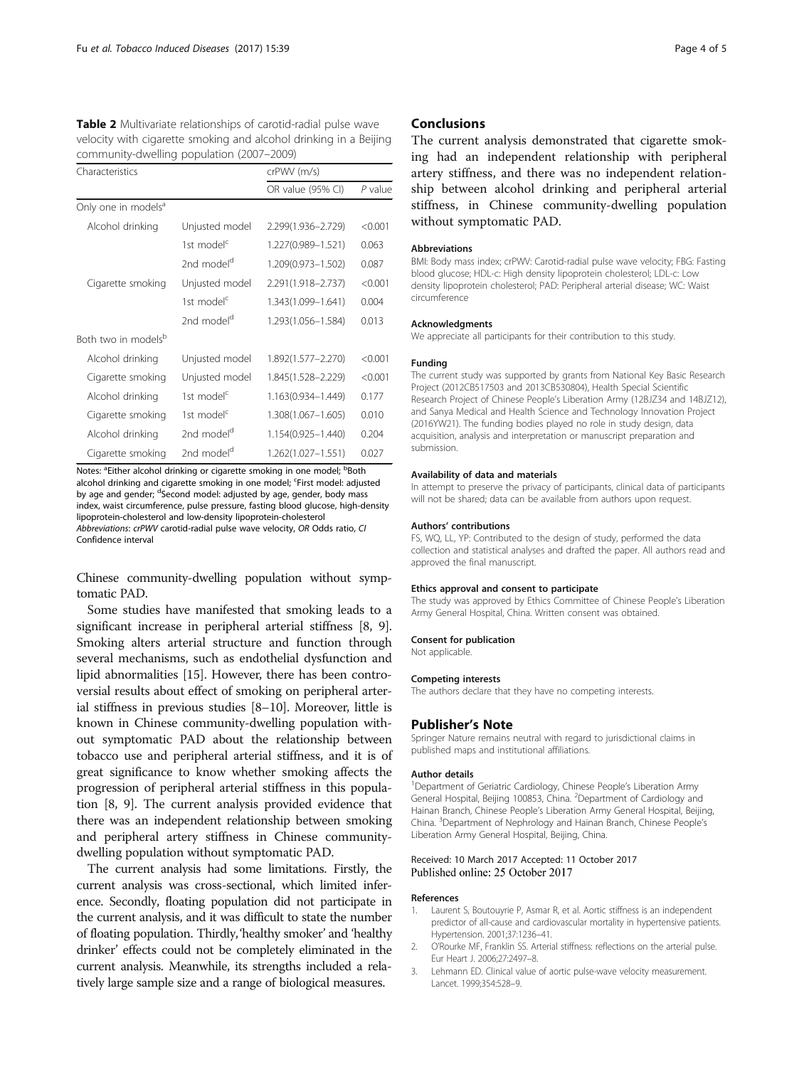**Table 2** Multivariate relationships of carotid-radial pulse wave velocity with cigarette smoking and alcohol drinking in a Beijing community-dwelling population (2007–2009)

| Characteristics | | crPWV (m/s) | |
|---|---|---|---|
| | | OR value (95% CI) | *P* value |
| Only one in models[a] | | | |
| Alcohol drinking | Unjusted model | 2.299(1.936–2.729) | <0.001 |
| | 1st model[c] | 1.227(0.989–1.521) | 0.063 |
| | 2nd model[d] | 1.209(0.973–1.502) | 0.087 |
| Cigarette smoking | Unjusted model | 2.291(1.918–2.737) | <0.001 |
| | 1st model[c] | 1.343(1.099–1.641) | 0.004 |
| | 2nd model[d] | 1.293(1.056–1.584) | 0.013 |
| Both two in models[b] | | | |
| Alcohol drinking | Unjusted model | 1.892(1.577–2.270) | <0.001 |
| Cigarette smoking | Unjusted model | 1.845(1.528–2.229) | <0.001 |
| Alcohol drinking | 1st model[c] | 1.163(0.934–1.449) | 0.177 |
| Cigarette smoking | 1st model[c] | 1.308(1.067–1.605) | 0.010 |
| Alcohol drinking | 2nd model[d] | 1.154(0.925–1.440) | 0.204 |
| Cigarette smoking | 2nd model[d] | 1.262(1.027–1.551) | 0.027 |

Notes: [a]Either alcohol drinking or cigarette smoking in one model; [b]Both alcohol drinking and cigarette smoking in one model; [c]First model: adjusted by age and gender; [d]Second model: adjusted by age, gender, body mass index, waist circumference, pulse pressure, fasting blood glucose, high-density lipoprotein-cholesterol and low-density lipoprotein-cholesterol
*Abbreviations*: *crPWV* carotid-radial pulse wave velocity, *OR* Odds ratio, *CI* Confidence interval

Chinese community-dwelling population without symptomatic PAD.

Some studies have manifested that smoking leads to a significant increase in peripheral arterial stiffness [8, 9]. Smoking alters arterial structure and function through several mechanisms, such as endothelial dysfunction and lipid abnormalities [15]. However, there has been controversial results about effect of smoking on peripheral arterial stiffness in previous studies [8–10]. Moreover, little is known in Chinese community-dwelling population without symptomatic PAD about the relationship between tobacco use and peripheral arterial stiffness, and it is of great significance to know whether smoking affects the progression of peripheral arterial stiffness in this population [8, 9]. The current analysis provided evidence that there was an independent relationship between smoking and peripheral artery stiffness in Chinese community-dwelling population without symptomatic PAD.

The current analysis had some limitations. Firstly, the current analysis was cross-sectional, which limited inference. Secondly, floating population did not participate in the current analysis, and it was difficult to state the number of floating population. Thirdly, 'healthy smoker' and 'healthy drinker' effects could not be completely eliminated in the current analysis. Meanwhile, its strengths included a relatively large sample size and a range of biological measures.

## Conclusions

The current analysis demonstrated that cigarette smoking had an independent relationship with peripheral artery stiffness, and there was no independent relationship between alcohol drinking and peripheral arterial stiffness, in Chinese community-dwelling population without symptomatic PAD.

#### Abbreviations

BMI: Body mass index; crPWV: Carotid-radial pulse wave velocity; FBG: Fasting blood glucose; HDL-c: High density lipoprotein cholesterol; LDL-c: Low density lipoprotein cholesterol; PAD: Peripheral arterial disease; WC: Waist circumference

#### Acknowledgments

We appreciate all participants for their contribution to this study.

#### Funding

The current study was supported by grants from National Key Basic Research Project (2012CB517503 and 2013CB530804), Health Special Scientific Research Project of Chinese People's Liberation Army (12BJZ34 and 14BJZ12), and Sanya Medical and Health Science and Technology Innovation Project (2016YW21). The funding bodies played no role in study design, data acquisition, analysis and interpretation or manuscript preparation and submission.

#### Availability of data and materials

In attempt to preserve the privacy of participants, clinical data of participants will not be shared; data can be available from authors upon request.

#### Authors' contributions

FS, WQ, LL, YP: Contributed to the design of study, performed the data collection and statistical analyses and drafted the paper. All authors read and approved the final manuscript.

#### Ethics approval and consent to participate

The study was approved by Ethics Committee of Chinese People's Liberation Army General Hospital, China. Written consent was obtained.

#### Consent for publication

Not applicable.

#### Competing interests

The authors declare that they have no competing interests.

## Publisher's Note

Springer Nature remains neutral with regard to jurisdictional claims in published maps and institutional affiliations.

#### Author details

[1]Department of Geriatric Cardiology, Chinese People's Liberation Army General Hospital, Beijing 100853, China. [2]Department of Cardiology and Hainan Branch, Chinese People's Liberation Army General Hospital, Beijing, China. [3]Department of Nephrology and Hainan Branch, Chinese People's Liberation Army General Hospital, Beijing, China.

Received: 10 March 2017 Accepted: 11 October 2017
Published online: 25 October 2017

#### References

1. Laurent S, Boutouyrie P, Asmar R, et al. Aortic stiffness is an independent predictor of all-cause and cardiovascular mortality in hypertensive patients. Hypertension. 2001;37:1236–41.
2. O'Rourke MF, Franklin SS. Arterial stiffness: reflections on the arterial pulse. Eur Heart J. 2006;27:2497–8.
3. Lehmann ED. Clinical value of aortic pulse-wave velocity measurement. Lancet. 1999;354:528–9.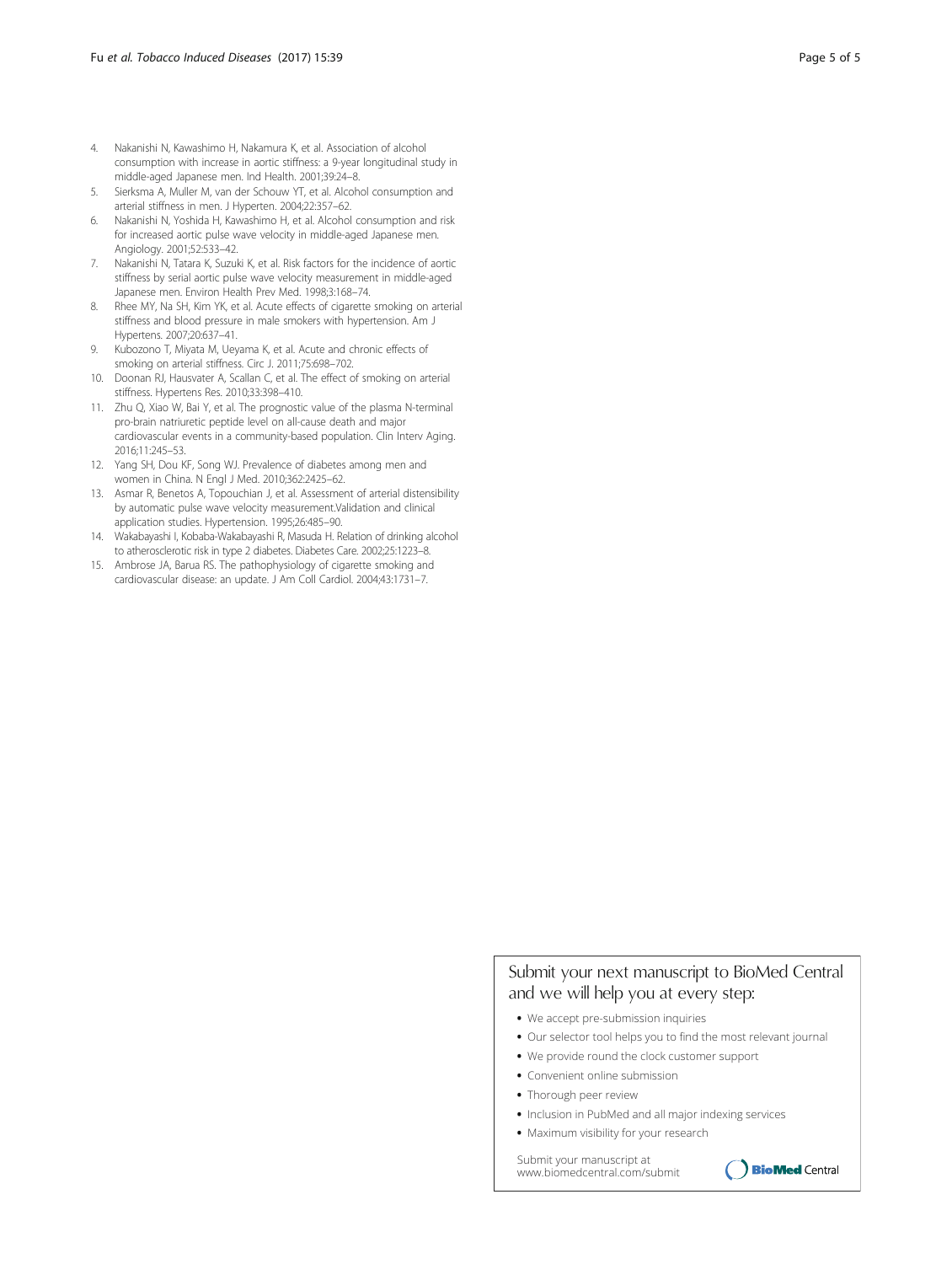4. Nakanishi N, Kawashimo H, Nakamura K, et al. Association of alcohol consumption with increase in aortic stiffness: a 9-year longitudinal study in middle-aged Japanese men. Ind Health. 2001;39:24–8.
5. Sierksma A, Muller M, van der Schouw YT, et al. Alcohol consumption and arterial stiffness in men. J Hyperten. 2004;22:357–62.
6. Nakanishi N, Yoshida H, Kawashimo H, et al. Alcohol consumption and risk for increased aortic pulse wave velocity in middle-aged Japanese men. Angiology. 2001;52:533–42.
7. Nakanishi N, Tatara K, Suzuki K, et al. Risk factors for the incidence of aortic stiffness by serial aortic pulse wave velocity measurement in middle-aged Japanese men. Environ Health Prev Med. 1998;3:168–74.
8. Rhee MY, Na SH, Kim YK, et al. Acute effects of cigarette smoking on arterial stiffness and blood pressure in male smokers with hypertension. Am J Hypertens. 2007;20:637–41.
9. Kubozono T, Miyata M, Ueyama K, et al. Acute and chronic effects of smoking on arterial stiffness. Circ J. 2011;75:698–702.
10. Doonan RJ, Hausvater A, Scallan C, et al. The effect of smoking on arterial stiffness. Hypertens Res. 2010;33:398–410.
11. Zhu Q, Xiao W, Bai Y, et al. The prognostic value of the plasma N-terminal pro-brain natriuretic peptide level on all-cause death and major cardiovascular events in a community-based population. Clin Interv Aging. 2016;11:245–53.
12. Yang SH, Dou KF, Song WJ. Prevalence of diabetes among men and women in China. N Engl J Med. 2010;362:2425–62.
13. Asmar R, Benetos A, Topouchian J, et al. Assessment of arterial distensibility by automatic pulse wave velocity measurement.Validation and clinical application studies. Hypertension. 1995;26:485–90.
14. Wakabayashi I, Kobaba-Wakabayashi R, Masuda H. Relation of drinking alcohol to atherosclerotic risk in type 2 diabetes. Diabetes Care. 2002;25:1223–8.
15. Ambrose JA, Barua RS. The pathophysiology of cigarette smoking and cardiovascular disease: an update. J Am Coll Cardiol. 2004;43:1731–7.

Submit your next manuscript to BioMed Central and we will help you at every step:

- We accept pre-submission inquiries
- Our selector tool helps you to find the most relevant journal
- We provide round the clock customer support
- Convenient online submission
- Thorough peer review
- Inclusion in PubMed and all major indexing services
- Maximum visibility for your research

Submit your manuscript at
www.biomedcentral.com/submit

BioMed Central